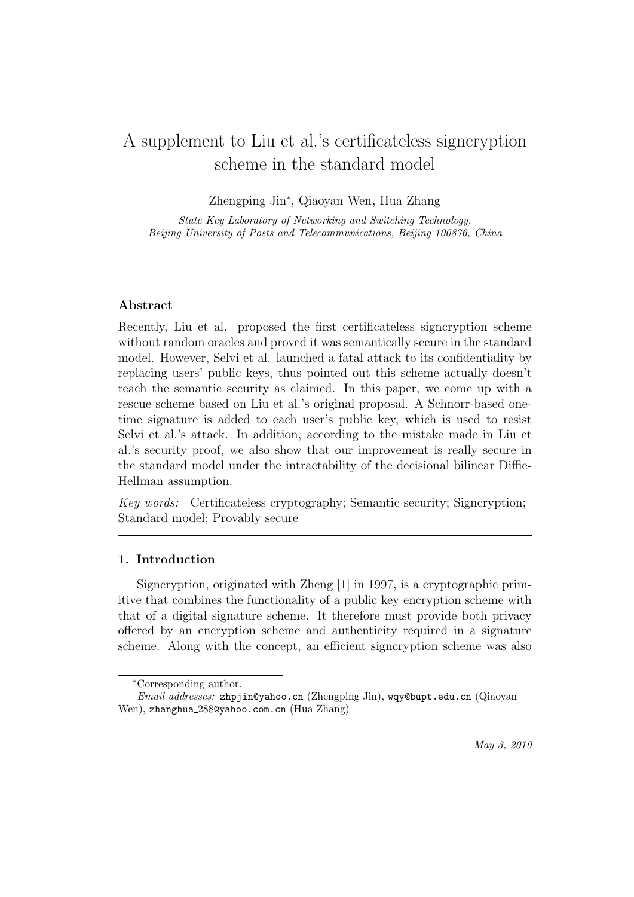# A supplement to Liu et al.'s certificateless signcryption scheme in the standard model

Zhengping Jin[*], Qiaoyan Wen, Hua Zhang

*State Key Laboratory of Networking and Switching Technology, Beijing University of Posts and Telecommunications, Beijing 100876, China*

---

### Abstract

Recently, Liu et al. proposed the first certificateless signcryption scheme without random oracles and proved it was semantically secure in the standard model. However, Selvi et al. launched a fatal attack to its confidentiality by replacing users' public keys, thus pointed out this scheme actually doesn't reach the semantic security as claimed. In this paper, we come up with a rescue scheme based on Liu et al.'s original proposal. A Schnorr-based one-time signature is added to each user's public key, which is used to resist Selvi et al.'s attack. In addition, according to the mistake made in Liu et al.'s security proof, we also show that our improvement is really secure in the standard model under the intractability of the decisional bilinear Diffie-Hellman assumption.

*Key words:* Certificateless cryptography; Semantic security; Signcryption; Standard model; Provably secure

---

## 1. Introduction

Signcryption, originated with Zheng [1] in 1997, is a cryptographic primitive that combines the functionality of a public key encryption scheme with that of a digital signature scheme. It therefore must provide both privacy offered by an encryption scheme and authenticity required in a signature scheme. Along with the concept, an efficient signcryption scheme was also

---

[*] Corresponding author.

*Email addresses:* zhpjin@yahoo.cn (Zhengping Jin), wqy@bupt.edu.cn (Qiaoyan Wen), zhanghua_288@yahoo.com.cn (Hua Zhang)

*May 3, 2010*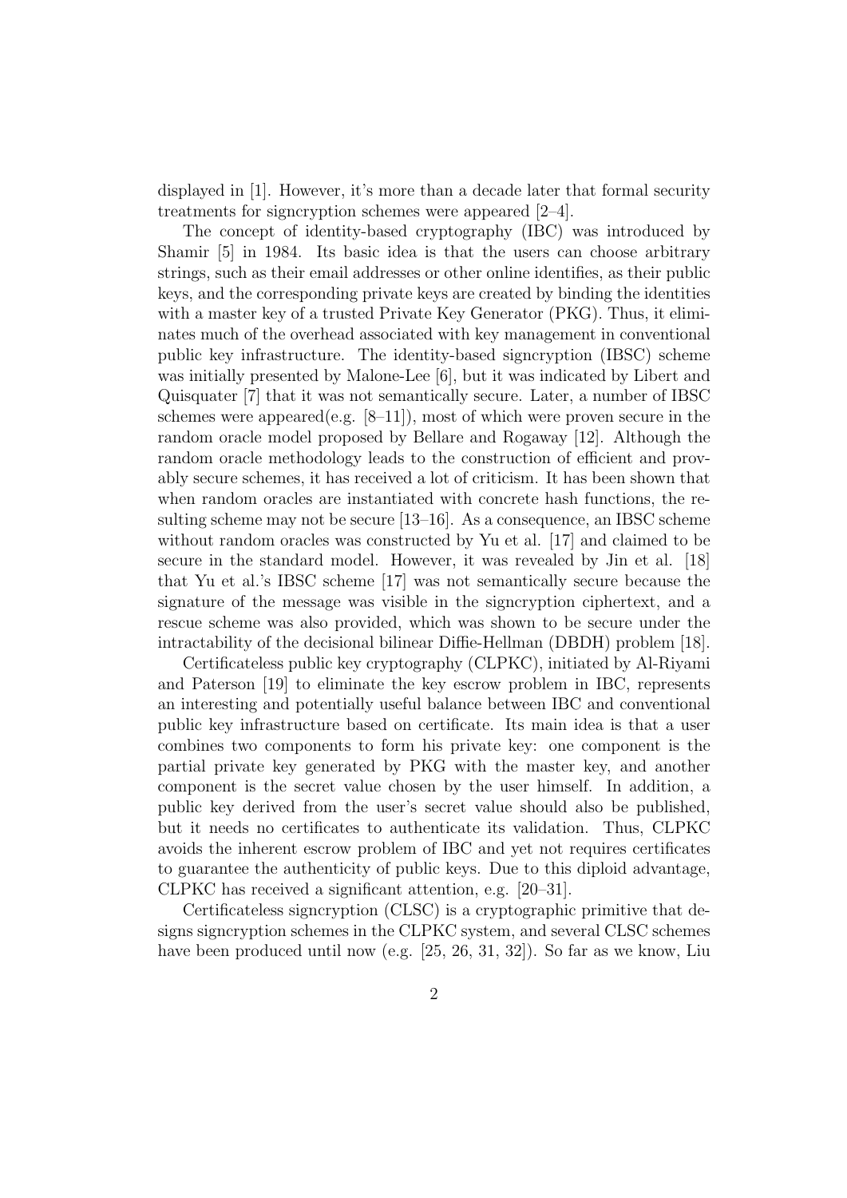displayed in [1]. However, it's more than a decade later that formal security treatments for signcryption schemes were appeared [2–4].

The concept of identity-based cryptography (IBC) was introduced by Shamir [5] in 1984. Its basic idea is that the users can choose arbitrary strings, such as their email addresses or other online identifies, as their public keys, and the corresponding private keys are created by binding the identities with a master key of a trusted Private Key Generator (PKG). Thus, it eliminates much of the overhead associated with key management in conventional public key infrastructure. The identity-based signcryption (IBSC) scheme was initially presented by Malone-Lee [6], but it was indicated by Libert and Quisquater [7] that it was not semantically secure. Later, a number of IBSC schemes were appeared(e.g. [8–11]), most of which were proven secure in the random oracle model proposed by Bellare and Rogaway [12]. Although the random oracle methodology leads to the construction of efficient and provably secure schemes, it has received a lot of criticism. It has been shown that when random oracles are instantiated with concrete hash functions, the resulting scheme may not be secure [13–16]. As a consequence, an IBSC scheme without random oracles was constructed by Yu et al. [17] and claimed to be secure in the standard model. However, it was revealed by Jin et al. [18] that Yu et al.'s IBSC scheme [17] was not semantically secure because the signature of the message was visible in the signcryption ciphertext, and a rescue scheme was also provided, which was shown to be secure under the intractability of the decisional bilinear Diffie-Hellman (DBDH) problem [18].

Certificateless public key cryptography (CLPKC), initiated by Al-Riyami and Paterson [19] to eliminate the key escrow problem in IBC, represents an interesting and potentially useful balance between IBC and conventional public key infrastructure based on certificate. Its main idea is that a user combines two components to form his private key: one component is the partial private key generated by PKG with the master key, and another component is the secret value chosen by the user himself. In addition, a public key derived from the user's secret value should also be published, but it needs no certificates to authenticate its validation. Thus, CLPKC avoids the inherent escrow problem of IBC and yet not requires certificates to guarantee the authenticity of public keys. Due to this diploid advantage, CLPKC has received a significant attention, e.g. [20–31].

Certificateless signcryption (CLSC) is a cryptographic primitive that designs signcryption schemes in the CLPKC system, and several CLSC schemes have been produced until now (e.g. [25, 26, 31, 32]). So far as we know, Liu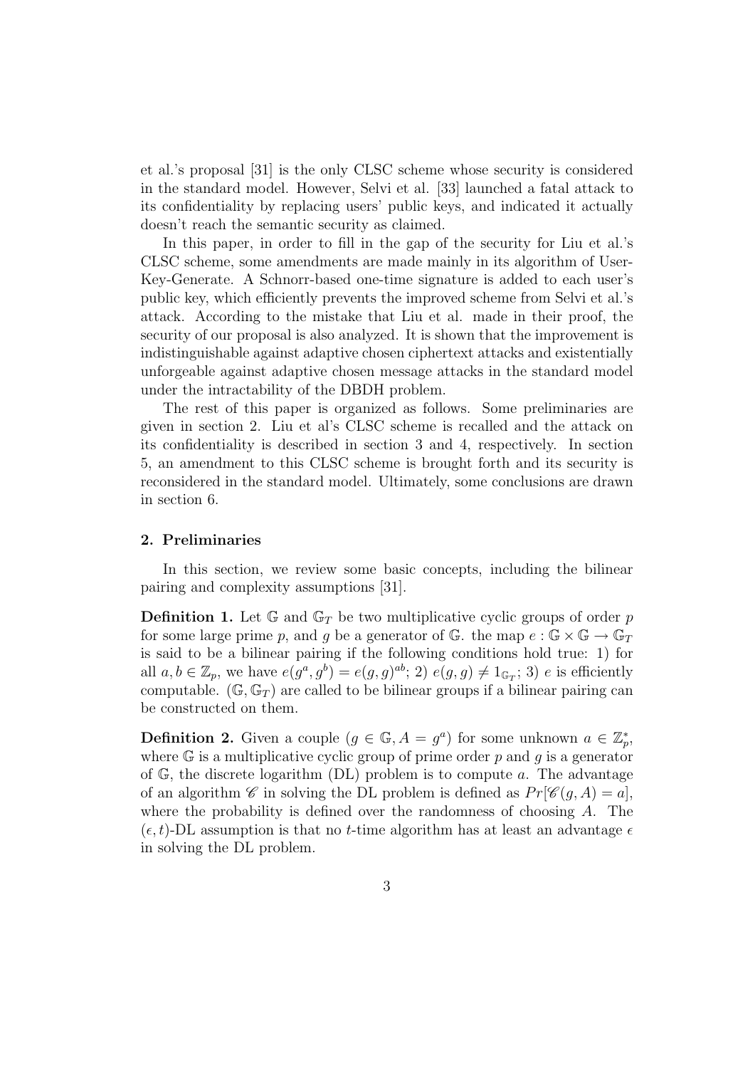et al.'s proposal [31] is the only CLSC scheme whose security is considered in the standard model. However, Selvi et al. [33] launched a fatal attack to its confidentiality by replacing users' public keys, and indicated it actually doesn't reach the semantic security as claimed.

In this paper, in order to fill in the gap of the security for Liu et al.'s CLSC scheme, some amendments are made mainly in its algorithm of User-Key-Generate. A Schnorr-based one-time signature is added to each user's public key, which efficiently prevents the improved scheme from Selvi et al.'s attack. According to the mistake that Liu et al. made in their proof, the security of our proposal is also analyzed. It is shown that the improvement is indistinguishable against adaptive chosen ciphertext attacks and existentially unforgeable against adaptive chosen message attacks in the standard model under the intractability of the DBDH problem.

The rest of this paper is organized as follows. Some preliminaries are given in section 2. Liu et al's CLSC scheme is recalled and the attack on its confidentiality is described in section 3 and 4, respectively. In section 5, an amendment to this CLSC scheme is brought forth and its security is reconsidered in the standard model. Ultimately, some conclusions are drawn in section 6.

## 2. Preliminaries

In this section, we review some basic concepts, including the bilinear pairing and complexity assumptions [31].

**Definition 1.** Let $\mathbb{G}$ and $\mathbb{G}_T$ be two multiplicative cyclic groups of order $p$ for some large prime $p$, and $g$ be a generator of $\mathbb{G}$. the map $e : \mathbb{G} \times \mathbb{G} \rightarrow \mathbb{G}_T$ is said to be a bilinear pairing if the following conditions hold true: 1) for all $a, b \in \mathbb{Z}_p$, we have $e(g^a, g^b) = e(g, g)^{ab}$; 2) $e(g, g) \neq 1_{\mathbb{G}_T}$; 3) $e$ is efficiently computable. $(\mathbb{G}, \mathbb{G}_T)$ are called to be bilinear groups if a bilinear pairing can be constructed on them.

**Definition 2.** Given a couple $(g \in \mathbb{G}, A = g^a)$ for some unknown $a \in \mathbb{Z}_p^*$, where $\mathbb{G}$ is a multiplicative cyclic group of prime order $p$ and $g$ is a generator of $\mathbb{G}$, the discrete logarithm (DL) problem is to compute $a$. The advantage of an algorithm $\mathscr{C}$ in solving the DL problem is defined as $Pr[\mathscr{C}(g, A) = a]$, where the probability is defined over the randomness of choosing $A$. The $(\epsilon, t)$-DL assumption is that no $t$-time algorithm has at least an advantage $\epsilon$ in solving the DL problem.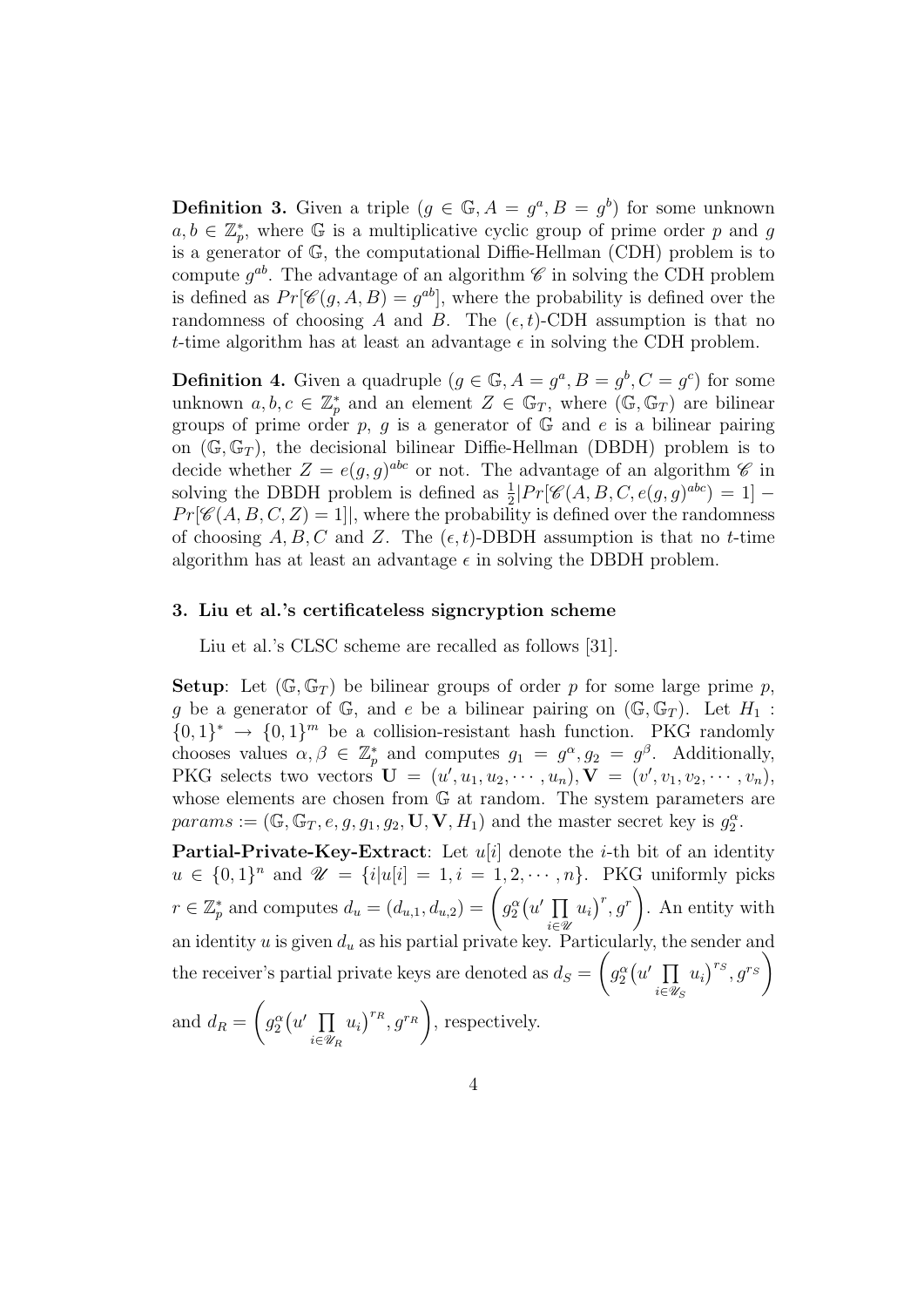**Definition 3.** Given a triple ($g \in \mathbb{G}, A = g^a, B = g^b$) for some unknown $a, b \in \mathbb{Z}_p^*$, where $\mathbb{G}$ is a multiplicative cyclic group of prime order $p$ and $g$ is a generator of $\mathbb{G}$, the computational Diffie-Hellman (CDH) problem is to compute $g^{ab}$. The advantage of an algorithm $\mathscr{C}$ in solving the CDH problem is defined as $Pr[\mathscr{C}(g, A, B) = g^{ab}]$, where the probability is defined over the randomness of choosing $A$ and $B$. The $(\epsilon, t)$-CDH assumption is that no $t$-time algorithm has at least an advantage $\epsilon$ in solving the CDH problem.

**Definition 4.** Given a quadruple ($g \in \mathbb{G}, A = g^a, B = g^b, C = g^c$) for some unknown $a, b, c \in \mathbb{Z}_p^*$ and an element $Z \in \mathbb{G}_T$, where $(\mathbb{G}, \mathbb{G}_T)$ are bilinear groups of prime order $p$, $g$ is a generator of $\mathbb{G}$ and $e$ is a bilinear pairing on $(\mathbb{G}, \mathbb{G}_T)$, the decisional bilinear Diffie-Hellman (DBDH) problem is to decide whether $Z = e(g, g)^{abc}$ or not. The advantage of an algorithm $\mathscr{C}$ in solving the DBDH problem is defined as $\frac{1}{2}|Pr[\mathscr{C}(A, B, C, e(g, g)^{abc}) = 1] - Pr[\mathscr{C}(A, B, C, Z) = 1]|$, where the probability is defined over the randomness of choosing $A, B, C$ and $Z$. The $(\epsilon, t)$-DBDH assumption is that no $t$-time algorithm has at least an advantage $\epsilon$ in solving the DBDH problem.

### 3. Liu et al.'s certificateless signcryption scheme

Liu et al.'s CLSC scheme are recalled as follows [31].

**Setup**: Let $(\mathbb{G}, \mathbb{G}_T)$ be bilinear groups of order $p$ for some large prime $p$, $g$ be a generator of $\mathbb{G}$, and $e$ be a bilinear pairing on $(\mathbb{G}, \mathbb{G}_T)$. Let $H_1 : \{0, 1\}^* \to \{0, 1\}^m$ be a collision-resistant hash function. PKG randomly chooses values $\alpha, \beta \in \mathbb{Z}_p^*$ and computes $g_1 = g^\alpha, g_2 = g^\beta$. Additionally, PKG selects two vectors $\mathbf{U} = (u', u_1, u_2, \cdots, u_n), \mathbf{V} = (v', v_1, v_2, \cdots, v_n)$, whose elements are chosen from $\mathbb{G}$ at random. The system parameters are $params := (\mathbb{G}, \mathbb{G}_T, e, g, g_1, g_2, \mathbf{U}, \mathbf{V}, H_1)$ and the master secret key is $g_2^\alpha$.

**Partial-Private-Key-Extract**: Let $u[i]$ denote the $i$-th bit of an identity $u \in \{0, 1\}^n$ and $\mathscr{U} = \{i | u[i] = 1, i = 1, 2, \cdots, n\}$. PKG uniformly picks $r \in \mathbb{Z}_p^*$ and computes $d_u = (d_{u,1}, d_{u,2}) = \left( g_2^\alpha \big( u' \prod_{i \in \mathscr{U}} u_i \big)^r, g^r \right)$. An entity with an identity $u$ is given $d_u$ as his partial private key. Particularly, the sender and the receiver's partial private keys are denoted as $d_S = \left( g_2^\alpha \big( u' \prod_{i \in \mathscr{U}_S} u_i \big)^{r_S}, g^{r_S} \right)$ and $d_R = \left( g_2^\alpha \big( u' \prod_{i \in \mathscr{U}_R} u_i \big)^{r_R}, g^{r_R} \right)$, respectively.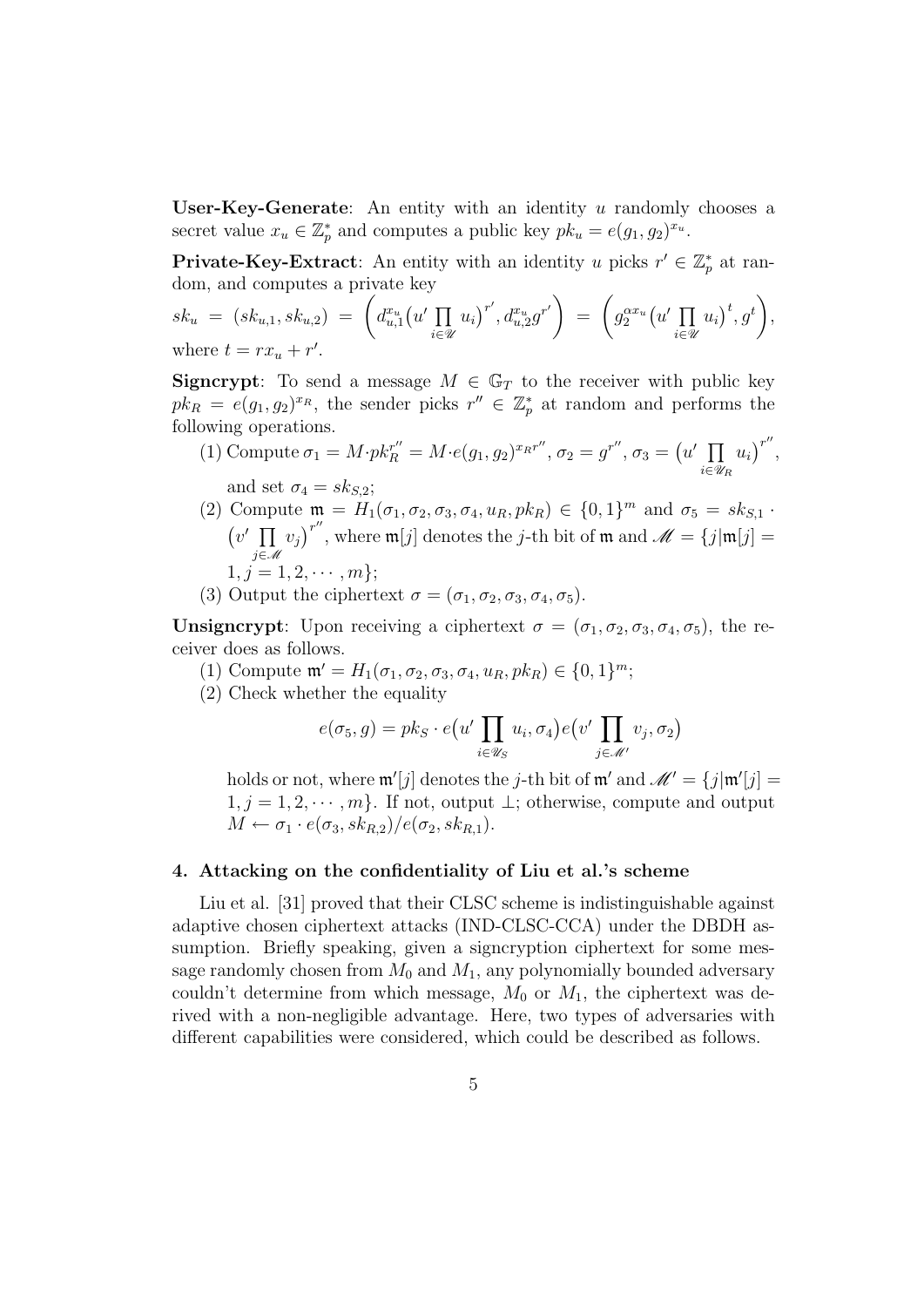**User-Key-Generate**: An entity with an identity $u$ randomly chooses a secret value $x_u \in \mathbb{Z}_p^*$ and computes a public key $pk_u = e(g_1, g_2)^{x_u}$.

**Private-Key-Extract**: An entity with an identity $u$ picks $r' \in \mathbb{Z}_p^*$ at random, and computes a private key

$sk_u = (sk_{u,1}, sk_{u,2}) = \left( d_{u,1}^{x_u} \big(u' \prod_{i \in \mathscr{U}} u_i\big)^{r'}, d_{u,2}^{x_u} g^{r'} \right) = \left( g_2^{\alpha x_u} \big(u' \prod_{i \in \mathscr{U}} u_i\big)^{t}, g^{t} \right)$,

where $t = r x_u + r'$.

**Signcrypt**: To send a message $M \in \mathbb{G}_T$ to the receiver with public key $pk_R = e(g_1, g_2)^{x_R}$, the sender picks $r'' \in \mathbb{Z}_p^*$ at random and performs the following operations.

(1) Compute $\sigma_1 = M \cdot pk_R^{r''} = M \cdot e(g_1, g_2)^{x_R r''}$, $\sigma_2 = g^{r''}$, $\sigma_3 = \big(u' \prod_{i \in \mathscr{U}_R} u_i\big)^{r''}$, and set $\sigma_4 = sk_{S,2}$;

(2) Compute $\mathfrak{m} = H_1(\sigma_1, \sigma_2, \sigma_3, \sigma_4, u_R, pk_R) \in \{0,1\}^m$ and $\sigma_5 = sk_{S,1} \cdot \big(v' \prod_{j \in \mathscr{M}} v_j\big)^{r''}$, where $\mathfrak{m}[j]$ denotes the $j$-th bit of $\mathfrak{m}$ and $\mathscr{M} = \{j | \mathfrak{m}[j] = 1, j = 1, 2, \cdots, m\}$;

(3) Output the ciphertext $\sigma = (\sigma_1, \sigma_2, \sigma_3, \sigma_4, \sigma_5)$.

**Unsigncrypt**: Upon receiving a ciphertext $\sigma = (\sigma_1, \sigma_2, \sigma_3, \sigma_4, \sigma_5)$, the receiver does as follows.

(1) Compute $\mathfrak{m}' = H_1(\sigma_1, \sigma_2, \sigma_3, \sigma_4, u_R, pk_R) \in \{0,1\}^m$;

(2) Check whether the equality

$$e(\sigma_5, g) = pk_S \cdot e\big(u' \prod_{i \in \mathscr{U}_S} u_i, \sigma_4\big) e\big(v' \prod_{j \in \mathscr{M}'} v_j, \sigma_2\big)$$

holds or not, where $\mathfrak{m}'[j]$ denotes the $j$-th bit of $\mathfrak{m}'$ and $\mathscr{M}' = \{j | \mathfrak{m}'[j] = 1, j = 1, 2, \cdots, m\}$. If not, output $\perp$; otherwise, compute and output $M \leftarrow \sigma_1 \cdot e(\sigma_3, sk_{R,2}) / e(\sigma_2, sk_{R,1})$.

### 4. Attacking on the confidentiality of Liu et al.'s scheme

Liu et al. [31] proved that their CLSC scheme is indistinguishable against adaptive chosen ciphertext attacks (IND-CLSC-CCA) under the DBDH assumption. Briefly speaking, given a signcryption ciphertext for some message randomly chosen from $M_0$ and $M_1$, any polynomially bounded adversary couldn't determine from which message, $M_0$ or $M_1$, the ciphertext was derived with a non-negligible advantage. Here, two types of adversaries with different capabilities were considered, which could be described as follows.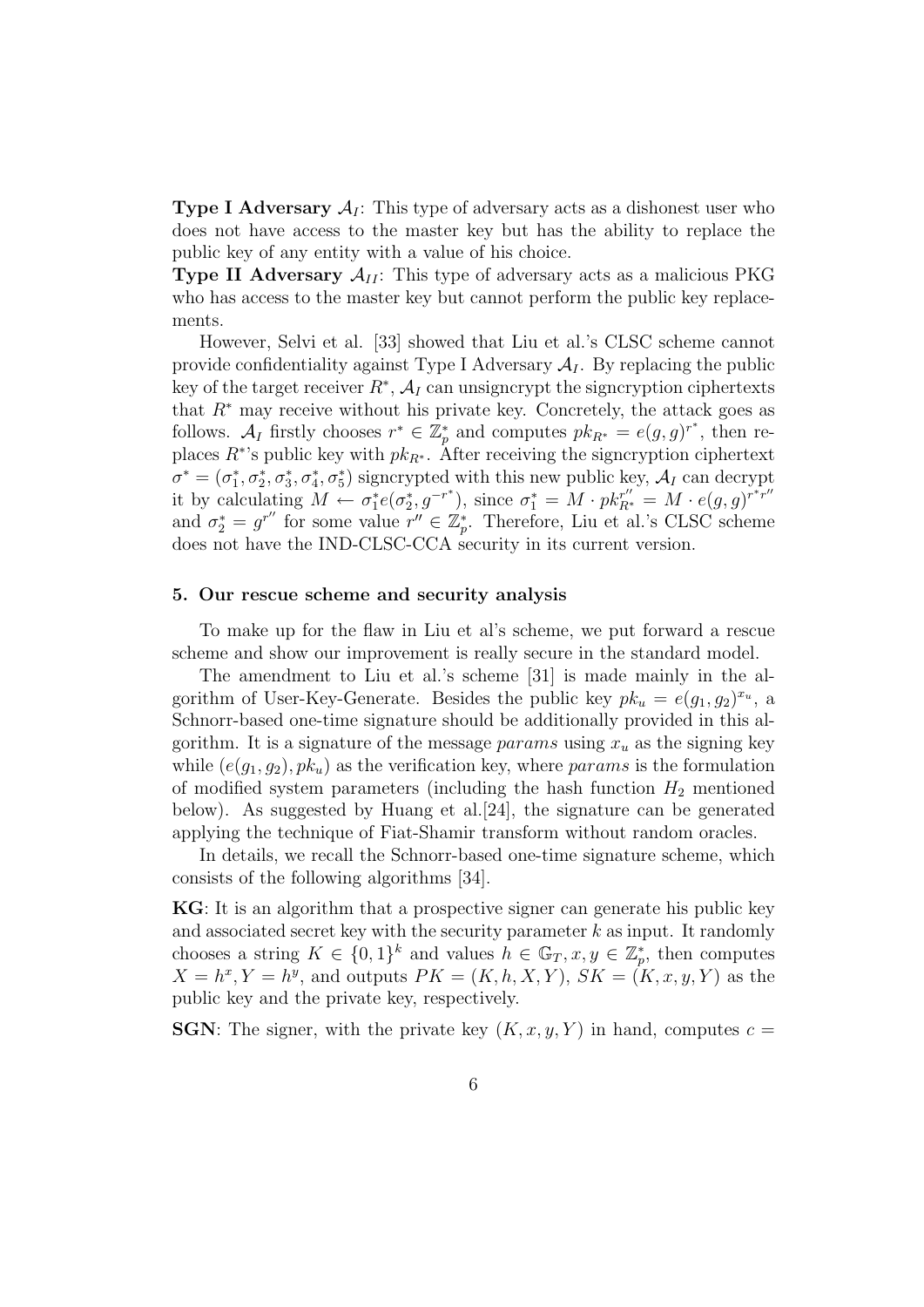**Type I Adversary $\mathcal{A}_I$**: This type of adversary acts as a dishonest user who does not have access to the master key but has the ability to replace the public key of any entity with a value of his choice.

**Type II Adversary $\mathcal{A}_{II}$**: This type of adversary acts as a malicious PKG who has access to the master key but cannot perform the public key replacements.

However, Selvi et al. [33] showed that Liu et al.'s CLSC scheme cannot provide confidentiality against Type I Adversary $\mathcal{A}_I$. By replacing the public key of the target receiver $R^*$, $\mathcal{A}_I$ can unsigncrypt the signcryption ciphertexts that $R^*$ may receive without his private key. Concretely, the attack goes as follows. $\mathcal{A}_I$ firstly chooses $r^* \in \mathbb{Z}_p^*$ and computes $pk_{R^*} = e(g,g)^{r^*}$, then replaces $R^*$'s public key with $pk_{R^*}$. After receiving the signcryption ciphertext $\sigma^* = (\sigma_1^*, \sigma_2^*, \sigma_3^*, \sigma_4^*, \sigma_5^*)$ signcrypted with this new public key, $\mathcal{A}_I$ can decrypt it by calculating $M \leftarrow \sigma_1^* e(\sigma_2^*, g^{-r^*})$, since $\sigma_1^* = M \cdot pk_{R^*}^{r''} = M \cdot e(g,g)^{r^* r''}$ and $\sigma_2^* = g^{r''}$ for some value $r'' \in \mathbb{Z}_p^*$. Therefore, Liu et al.'s CLSC scheme does not have the IND-CLSC-CCA security in its current version.

## 5. Our rescue scheme and security analysis

To make up for the flaw in Liu et al's scheme, we put forward a rescue scheme and show our improvement is really secure in the standard model.

The amendment to Liu et al.'s scheme [31] is made mainly in the algorithm of User-Key-Generate. Besides the public key $pk_u = e(g_1, g_2)^{x_u}$, a Schnorr-based one-time signature should be additionally provided in this algorithm. It is a signature of the message *params* using $x_u$ as the signing key while $(e(g_1, g_2), pk_u)$ as the verification key, where *params* is the formulation of modified system parameters (including the hash function $H_2$ mentioned below). As suggested by Huang et al.[24], the signature can be generated applying the technique of Fiat-Shamir transform without random oracles.

In details, we recall the Schnorr-based one-time signature scheme, which consists of the following algorithms [34].

**KG**: It is an algorithm that a prospective signer can generate his public key and associated secret key with the security parameter $k$ as input. It randomly chooses a string $K \in \{0,1\}^k$ and values $h \in \mathbb{G}_T, x, y \in \mathbb{Z}_p^*$, then computes $X = h^x, Y = h^y$, and outputs $PK = (K, h, X, Y)$, $SK = (K, x, y, Y)$ as the public key and the private key, respectively.

**SGN**: The signer, with the private key $(K, x, y, Y)$ in hand, computes $c =$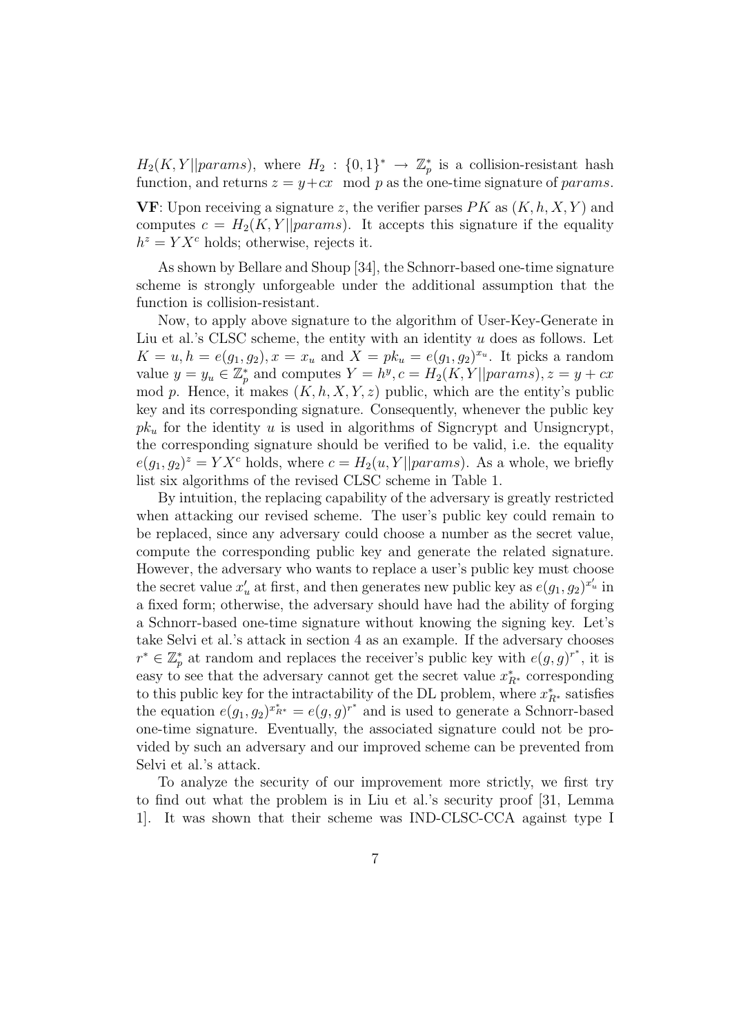$H_2(K, Y||params)$, where $H_2 : \{0,1\}^* \rightarrow \mathbb{Z}_p^*$ is a collision-resistant hash function, and returns $z = y + cx \mod p$ as the one-time signature of $params$.

**VF**: Upon receiving a signature $z$, the verifier parses $PK$ as $(K, h, X, Y)$ and computes $c = H_2(K, Y||params)$. It accepts this signature if the equality $h^z = YX^c$ holds; otherwise, rejects it.

As shown by Bellare and Shoup [34], the Schnorr-based one-time signature scheme is strongly unforgeable under the additional assumption that the function is collision-resistant.

Now, to apply above signature to the algorithm of User-Key-Generate in Liu et al.'s CLSC scheme, the entity with an identity $u$ does as follows. Let $K = u, h = e(g_1, g_2), x = x_u$ and $X = pk_u = e(g_1, g_2)^{x_u}$. It picks a random value $y = y_u \in \mathbb{Z}_p^*$ and computes $Y = h^y, c = H_2(K, Y||params), z = y + cx \mod p$. Hence, it makes $(K, h, X, Y, z)$ public, which are the entity's public key and its corresponding signature. Consequently, whenever the public key $pk_u$ for the identity $u$ is used in algorithms of Signcrypt and Unsigncrypt, the corresponding signature should be verified to be valid, i.e. the equality $e(g_1, g_2)^z = YX^c$ holds, where $c = H_2(u, Y||params)$. As a whole, we briefly list six algorithms of the revised CLSC scheme in Table 1.

By intuition, the replacing capability of the adversary is greatly restricted when attacking our revised scheme. The user's public key could remain to be replaced, since any adversary could choose a number as the secret value, compute the corresponding public key and generate the related signature. However, the adversary who wants to replace a user's public key must choose the secret value $x'_u$ at first, and then generates new public key as $e(g_1, g_2)^{x'_u}$ in a fixed form; otherwise, the adversary should have had the ability of forging a Schnorr-based one-time signature without knowing the signing key. Let's take Selvi et al.'s attack in section 4 as an example. If the adversary chooses $r^* \in \mathbb{Z}_p^*$ at random and replaces the receiver's public key with $e(g, g)^{r^*}$, it is easy to see that the adversary cannot get the secret value $x^*_{R^*}$ corresponding to this public key for the intractability of the DL problem, where $x^*_{R^*}$ satisfies the equation $e(g_1, g_2)^{x^*_{R^*}} = e(g, g)^{r^*}$ and is used to generate a Schnorr-based one-time signature. Eventually, the associated signature could not be provided by such an adversary and our improved scheme can be prevented from Selvi et al.'s attack.

To analyze the security of our improvement more strictly, we first try to find out what the problem is in Liu et al.'s security proof [31, Lemma 1]. It was shown that their scheme was IND-CLSC-CCA against type I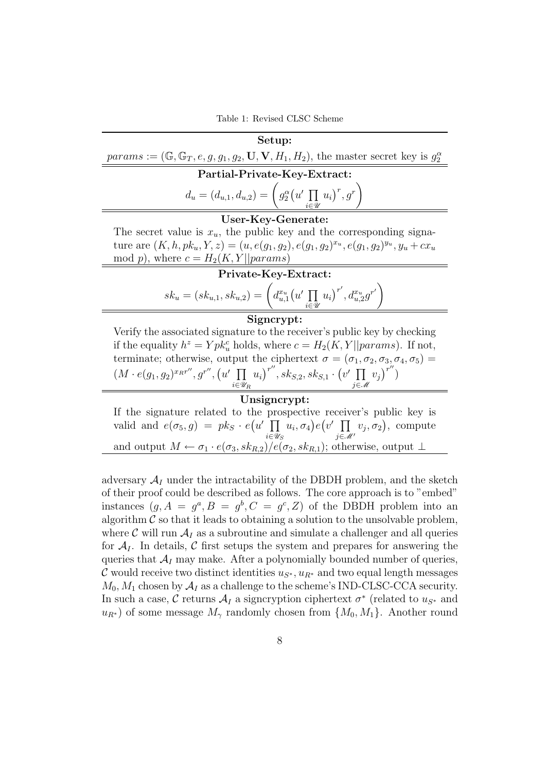Table 1: Revised CLSC Scheme

**Setup:**

$params := (\mathbb{G}, \mathbb{G}_T, e, g, g_1, g_2, \mathbf{U}, \mathbf{V}, H_1, H_2)$, the master secret key is $g_2^{\alpha}$

**Partial-Private-Key-Extract:**

$$d_u = (d_{u,1}, d_{u,2}) = \left( g_2^{\alpha} \big(u' \prod_{i \in \mathscr{U}} u_i\big)^r, g^r \right)$$

**User-Key-Generate:**

The secret value is $x_u$, the public key and the corresponding signature are $(K, h, pk_u, Y, z) = (u, e(g_1, g_2), e(g_1, g_2)^{x_u}, e(g_1, g_2)^{y_u}, y_u + cx_u \mod p)$, where $c = H_2(K, Y||params)$

**Private-Key-Extract:**

$$sk_u = (sk_{u,1}, sk_{u,2}) = \left( d_{u,1}^{x_u} \big(u' \prod_{i \in \mathscr{U}} u_i\big)^{r'}, d_{u,2}^{x_u} g^{r'} \right)$$

**Signcrypt:**

Verify the associated signature to the receiver's public key by checking if the equality $h^z = Y pk_u^c$ holds, where $c = H_2(K, Y||params)$. If not, terminate; otherwise, output the ciphertext $\sigma = (\sigma_1, \sigma_2, \sigma_3, \sigma_4, \sigma_5) = (M \cdot e(g_1, g_2)^{x_R r''}, g^{r''}, \big(u' \prod_{i \in \mathscr{U}_R} u_i\big)^{r''}, sk_{S,2}, sk_{S,1} \cdot \big(v' \prod_{j \in \mathscr{M}} v_j\big)^{r''})$

**Unsigncrypt:**

If the signature related to the prospective receiver's public key is valid and $e(\sigma_5, g) = pk_S \cdot e\big(u' \prod_{i \in \mathscr{U}_S} u_i, \sigma_4\big) e\big(v' \prod_{j \in \mathscr{M}'} v_j, \sigma_2\big)$, compute and output $M \leftarrow \sigma_1 \cdot e(\sigma_3, sk_{R,2})/e(\sigma_2, sk_{R,1})$; otherwise, output $\perp$

adversary $\mathcal{A}_I$ under the intractability of the DBDH problem, and the sketch of their proof could be described as follows. The core approach is to "embed" instances $(g, A = g^a, B = g^b, C = g^c, Z)$ of the DBDH problem into an algorithm $\mathcal{C}$ so that it leads to obtaining a solution to the unsolvable problem, where $\mathcal{C}$ will run $\mathcal{A}_I$ as a subroutine and simulate a challenger and all queries for $\mathcal{A}_I$. In details, $\mathcal{C}$ first setups the system and prepares for answering the queries that $\mathcal{A}_I$ may make. After a polynomially bounded number of queries, $\mathcal{C}$ would receive two distinct identities $u_{S^*}, u_{R^*}$ and two equal length messages $M_0, M_1$ chosen by $\mathcal{A}_I$ as a challenge to the scheme's IND-CLSC-CCA security. In such a case, $\mathcal{C}$ returns $\mathcal{A}_I$ a signcryption ciphertext $\sigma^*$ (related to $u_{S^*}$ and $u_{R^*}$) of some message $M_\gamma$ randomly chosen from $\{M_0, M_1\}$. Another round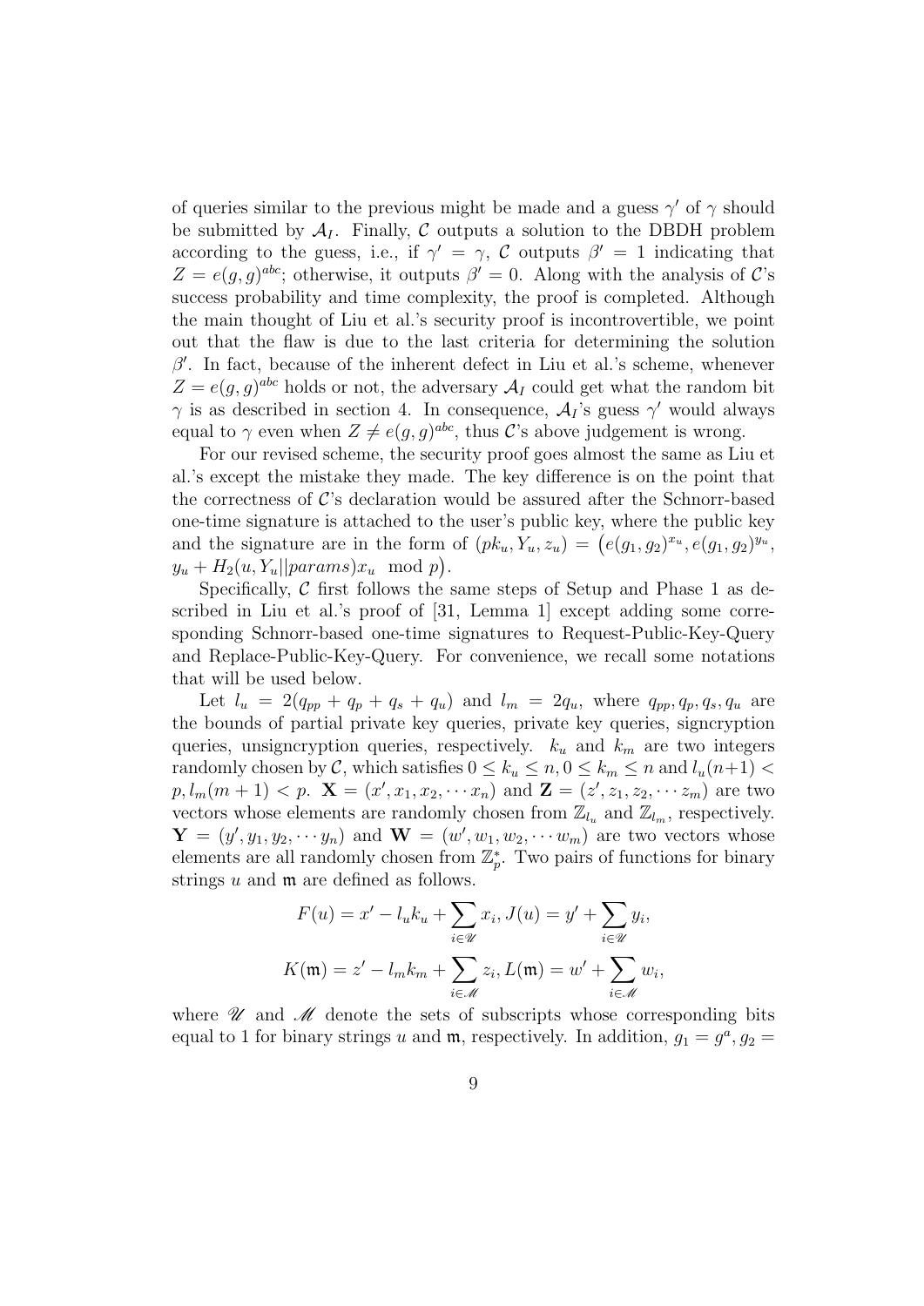of queries similar to the previous might be made and a guess $\gamma'$ of $\gamma$ should be submitted by $\mathcal{A}_I$. Finally, $\mathcal{C}$ outputs a solution to the DBDH problem according to the guess, i.e., if $\gamma' = \gamma$, $\mathcal{C}$ outputs $\beta' = 1$ indicating that $Z = e(g,g)^{abc}$; otherwise, it outputs $\beta' = 0$. Along with the analysis of $\mathcal{C}$'s success probability and time complexity, the proof is completed. Although the main thought of Liu et al.'s security proof is incontrovertible, we point out that the flaw is due to the last criteria for determining the solution $\beta'$. In fact, because of the inherent defect in Liu et al.'s scheme, whenever $Z = e(g,g)^{abc}$ holds or not, the adversary $\mathcal{A}_I$ could get what the random bit $\gamma$ is as described in section 4. In consequence, $\mathcal{A}_I$'s guess $\gamma'$ would always equal to $\gamma$ even when $Z \neq e(g,g)^{abc}$, thus $\mathcal{C}$'s above judgement is wrong.

For our revised scheme, the security proof goes almost the same as Liu et al.'s except the mistake they made. The key difference is on the point that the correctness of $\mathcal{C}$'s declaration would be assured after the Schnorr-based one-time signature is attached to the user's public key, where the public key and the signature are in the form of $(pk_u, Y_u, z_u) = \big(e(g_1,g_2)^{x_u}, e(g_1,g_2)^{y_u}, y_u + H_2(u, Y_u||params)x_u \mod p\big)$.

Specifically, $\mathcal{C}$ first follows the same steps of Setup and Phase 1 as described in Liu et al.'s proof of [31, Lemma 1] except adding some corresponding Schnorr-based one-time signatures to Request-Public-Key-Query and Replace-Public-Key-Query. For convenience, we recall some notations that will be used below.

Let $l_u = 2(q_{pp} + q_p + q_s + q_u)$ and $l_m = 2q_u$, where $q_{pp}, q_p, q_s, q_u$ are the bounds of partial private key queries, private key queries, signcryption queries, unsigncryption queries, respectively. $k_u$ and $k_m$ are two integers randomly chosen by $\mathcal{C}$, which satisfies $0 \leq k_u \leq n, 0 \leq k_m \leq n$ and $l_u(n+1) < p, l_m(m+1) < p$. $\mathbf{X} = (x', x_1, x_2, \cdots x_n)$ and $\mathbf{Z} = (z', z_1, z_2, \cdots z_m)$ are two vectors whose elements are randomly chosen from $\mathbb{Z}_{l_u}$ and $\mathbb{Z}_{l_m}$, respectively. $\mathbf{Y} = (y', y_1, y_2, \cdots y_n)$ and $\mathbf{W} = (w', w_1, w_2, \cdots w_m)$ are two vectors whose elements are all randomly chosen from $\mathbb{Z}_p^*$. Two pairs of functions for binary strings $u$ and $\mathfrak{m}$ are defined as follows.

$$F(u) = x' - l_u k_u + \sum_{i \in \mathscr{U}} x_i, \; J(u) = y' + \sum_{i \in \mathscr{U}} y_i,$$

$$K(\mathfrak{m}) = z' - l_m k_m + \sum_{i \in \mathscr{M}} z_i, \; L(\mathfrak{m}) = w' + \sum_{i \in \mathscr{M}} w_i,$$

where $\mathscr{U}$ and $\mathscr{M}$ denote the sets of subscripts whose corresponding bits equal to 1 for binary strings $u$ and $\mathfrak{m}$, respectively. In addition, $g_1 = g^a, g_2 =$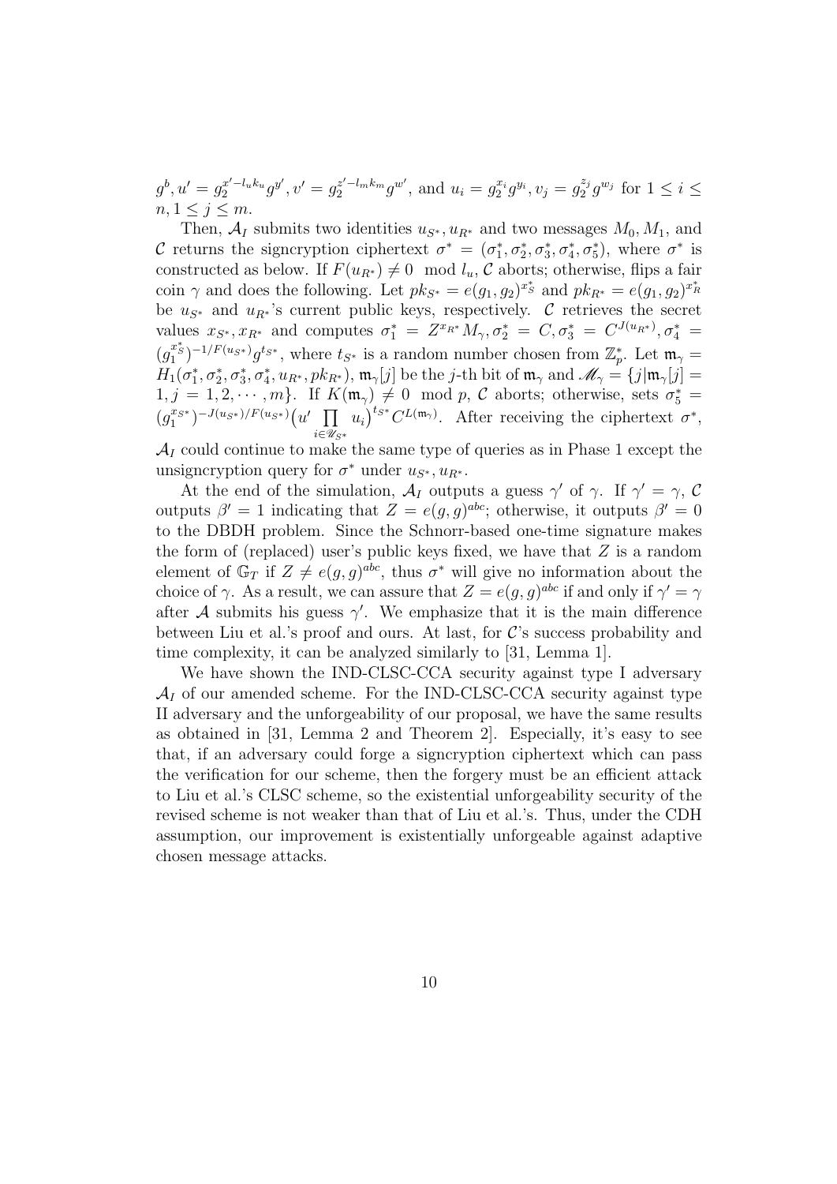$g^b, u' = g_2^{x'-l_u k_u} g^{y'}, v' = g_2^{z'-l_m k_m} g^{w'}$, and $u_i = g_2^{x_i} g^{y_i}, v_j = g_2^{z_j} g^{w_j}$ for $1 \le i \le n, 1 \le j \le m$.

Then, $\mathcal{A}_I$ submits two identities $u_{S^*}, u_{R^*}$ and two messages $M_0, M_1$, and $\mathcal{C}$ returns the signcryption ciphertext $\sigma^* = (\sigma_1^*, \sigma_2^*, \sigma_3^*, \sigma_4^*, \sigma_5^*)$, where $\sigma^*$ is constructed as below. If $F(u_{R^*}) \neq 0 \mod l_u$, $\mathcal{C}$ aborts; otherwise, flips a fair coin $\gamma$ and does the following. Let $pk_{S^*} = e(g_1, g_2)^{x_S^*}$ and $pk_{R^*} = e(g_1, g_2)^{x_R^*}$ be $u_{S^*}$ and $u_{R^*}$'s current public keys, respectively. $\mathcal{C}$ retrieves the secret values $x_{S^*}, x_{R^*}$ and computes $\sigma_1^* = Z^{x_{R^*}} M_\gamma, \sigma_2^* = C, \sigma_3^* = C^{J(u_{R^*})}, \sigma_4^* = (g_1^{x_S^*})^{-1/F(u_{S^*})} g^{t_{S^*}}$, where $t_{S^*}$ is a random number chosen from $\mathbb{Z}_p^*$. Let $\mathfrak{m}_\gamma = H_1(\sigma_1^*, \sigma_2^*, \sigma_3^*, \sigma_4^*, u_{R^*}, pk_{R^*})$, $\mathfrak{m}_\gamma[j]$ be the $j$-th bit of $\mathfrak{m}_\gamma$ and $\mathscr{M}_\gamma = \{j | \mathfrak{m}_\gamma[j] = 1, j = 1, 2, \cdots, m\}$. If $K(\mathfrak{m}_\gamma) \neq 0 \mod p$, $\mathcal{C}$ aborts; otherwise, sets $\sigma_5^* = (g_1^{x_{S^*}})^{-J(u_{S^*})/F(u_{S^*})} \big(u' \prod_{i \in \mathscr{U}_{S^*}} u_i\big)^{t_{S^*}} C^{L(\mathfrak{m}_\gamma)}$. After receiving the ciphertext $\sigma^*$, $\mathcal{A}_I$ could continue to make the same type of queries as in Phase 1 except the unsigncryption query for $\sigma^*$ under $u_{S^*}, u_{R^*}$.

At the end of the simulation, $\mathcal{A}_I$ outputs a guess $\gamma'$ of $\gamma$. If $\gamma' = \gamma$, $\mathcal{C}$ outputs $\beta' = 1$ indicating that $Z = e(g, g)^{abc}$; otherwise, it outputs $\beta' = 0$ to the DBDH problem. Since the Schnorr-based one-time signature makes the form of (replaced) user's public keys fixed, we have that $Z$ is a random element of $\mathbb{G}_T$ if $Z \neq e(g, g)^{abc}$, thus $\sigma^*$ will give no information about the choice of $\gamma$. As a result, we can assure that $Z = e(g, g)^{abc}$ if and only if $\gamma' = \gamma$ after $\mathcal{A}$ submits his guess $\gamma'$. We emphasize that it is the main difference between Liu et al.'s proof and ours. At last, for $\mathcal{C}$'s success probability and time complexity, it can be analyzed similarly to [31, Lemma 1].

We have shown the IND-CLSC-CCA security against type I adversary $\mathcal{A}_I$ of our amended scheme. For the IND-CLSC-CCA security against type II adversary and the unforgeability of our proposal, we have the same results as obtained in [31, Lemma 2 and Theorem 2]. Especially, it's easy to see that, if an adversary could forge a signcryption ciphertext which can pass the verification for our scheme, then the forgery must be an efficient attack to Liu et al.'s CLSC scheme, so the existential unforgeability security of the revised scheme is not weaker than that of Liu et al.'s. Thus, under the CDH assumption, our improvement is existentially unforgeable against adaptive chosen message attacks.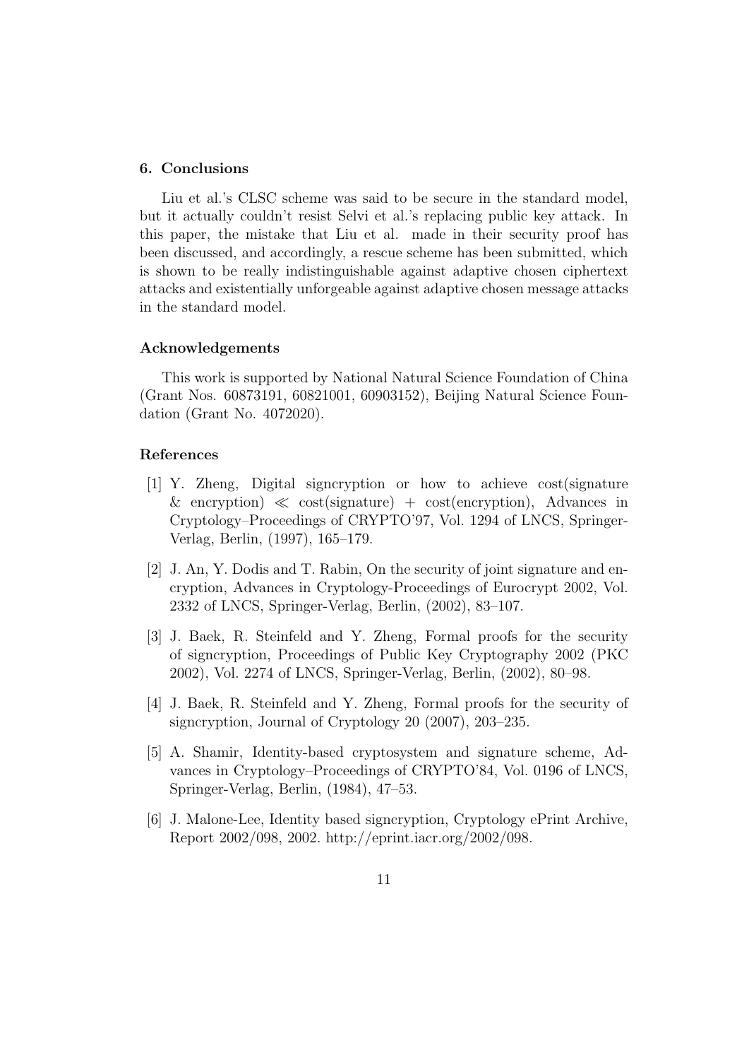## 6. Conclusions

Liu et al.'s CLSC scheme was said to be secure in the standard model, but it actually couldn't resist Selvi et al.'s replacing public key attack. In this paper, the mistake that Liu et al. made in their security proof has been discussed, and accordingly, a rescue scheme has been submitted, which is shown to be really indistinguishable against adaptive chosen ciphertext attacks and existentially unforgeable against adaptive chosen message attacks in the standard model.

### Acknowledgements

This work is supported by National Natural Science Foundation of China (Grant Nos. 60873191, 60821001, 60903152), Beijing Natural Science Foundation (Grant No. 4072020).

### References

[1] Y. Zheng, Digital signcryption or how to achieve cost(signature & encryption) $\ll$ cost(signature) + cost(encryption), Advances in Cryptology–Proceedings of CRYPTO'97, Vol. 1294 of LNCS, Springer-Verlag, Berlin, (1997), 165–179.

[2] J. An, Y. Dodis and T. Rabin, On the security of joint signature and encryption, Advances in Cryptology-Proceedings of Eurocrypt 2002, Vol. 2332 of LNCS, Springer-Verlag, Berlin, (2002), 83–107.

[3] J. Baek, R. Steinfeld and Y. Zheng, Formal proofs for the security of signcryption, Proceedings of Public Key Cryptography 2002 (PKC 2002), Vol. 2274 of LNCS, Springer-Verlag, Berlin, (2002), 80–98.

[4] J. Baek, R. Steinfeld and Y. Zheng, Formal proofs for the security of signcryption, Journal of Cryptology 20 (2007), 203–235.

[5] A. Shamir, Identity-based cryptosystem and signature scheme, Advances in Cryptology–Proceedings of CRYPTO'84, Vol. 0196 of LNCS, Springer-Verlag, Berlin, (1984), 47–53.

[6] J. Malone-Lee, Identity based signcryption, Cryptology ePrint Archive, Report 2002/098, 2002. http://eprint.iacr.org/2002/098.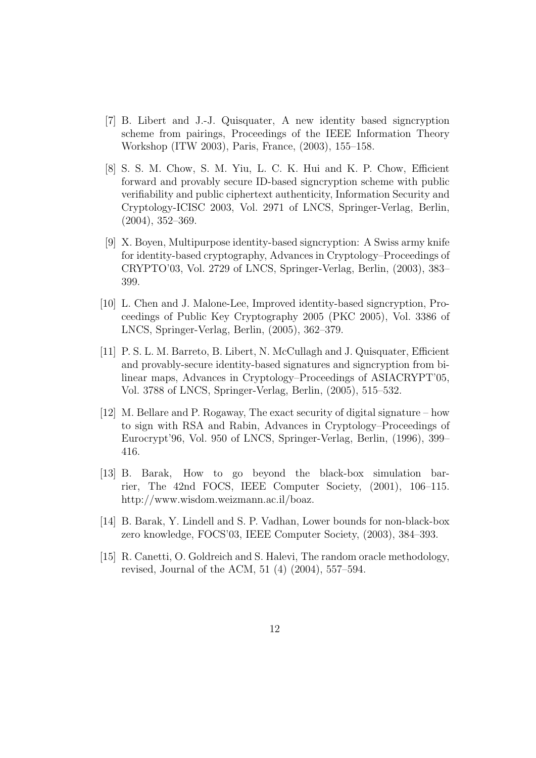[7] B. Libert and J.-J. Quisquater, A new identity based signcryption scheme from pairings, Proceedings of the IEEE Information Theory Workshop (ITW 2003), Paris, France, (2003), 155–158.

[8] S. S. M. Chow, S. M. Yiu, L. C. K. Hui and K. P. Chow, Efficient forward and provably secure ID-based signcryption scheme with public verifiability and public ciphertext authenticity, Information Security and Cryptology-ICISC 2003, Vol. 2971 of LNCS, Springer-Verlag, Berlin, (2004), 352–369.

[9] X. Boyen, Multipurpose identity-based signcryption: A Swiss army knife for identity-based cryptography, Advances in Cryptology–Proceedings of CRYPTO'03, Vol. 2729 of LNCS, Springer-Verlag, Berlin, (2003), 383–399.

[10] L. Chen and J. Malone-Lee, Improved identity-based signcryption, Proceedings of Public Key Cryptography 2005 (PKC 2005), Vol. 3386 of LNCS, Springer-Verlag, Berlin, (2005), 362–379.

[11] P. S. L. M. Barreto, B. Libert, N. McCullagh and J. Quisquater, Efficient and provably-secure identity-based signatures and signcryption from bilinear maps, Advances in Cryptology–Proceedings of ASIACRYPT'05, Vol. 3788 of LNCS, Springer-Verlag, Berlin, (2005), 515–532.

[12] M. Bellare and P. Rogaway, The exact security of digital signature – how to sign with RSA and Rabin, Advances in Cryptology–Proceedings of Eurocrypt'96, Vol. 950 of LNCS, Springer-Verlag, Berlin, (1996), 399–416.

[13] B. Barak, How to go beyond the black-box simulation barrier, The 42nd FOCS, IEEE Computer Society, (2001), 106–115. http://www.wisdom.weizmann.ac.il/boaz.

[14] B. Barak, Y. Lindell and S. P. Vadhan, Lower bounds for non-black-box zero knowledge, FOCS'03, IEEE Computer Society, (2003), 384–393.

[15] R. Canetti, O. Goldreich and S. Halevi, The random oracle methodology, revised, Journal of the ACM, 51 (4) (2004), 557–594.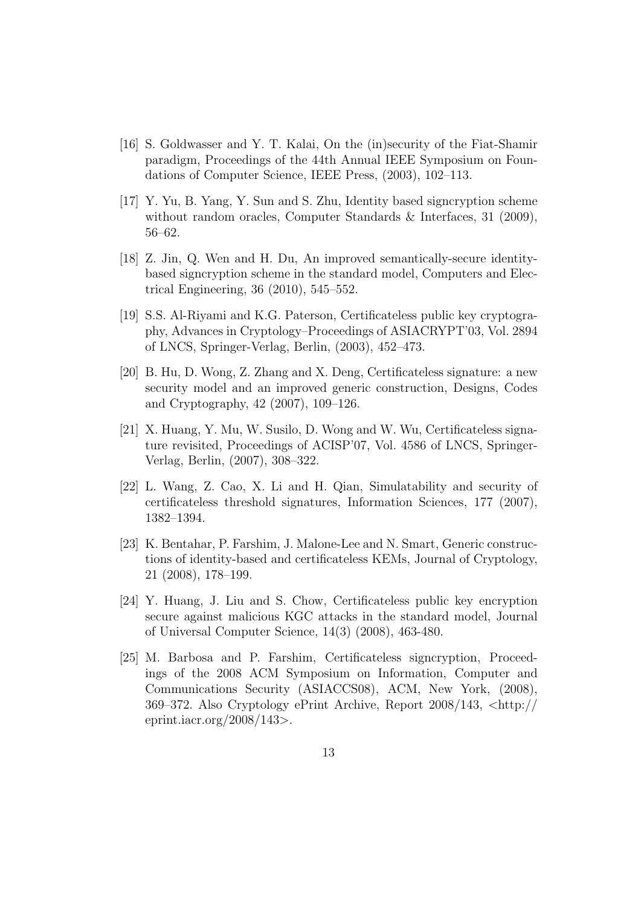[16] S. Goldwasser and Y. T. Kalai, On the (in)security of the Fiat-Shamir paradigm, Proceedings of the 44th Annual IEEE Symposium on Foundations of Computer Science, IEEE Press, (2003), 102–113.

[17] Y. Yu, B. Yang, Y. Sun and S. Zhu, Identity based signcryption scheme without random oracles, Computer Standards & Interfaces, 31 (2009), 56–62.

[18] Z. Jin, Q. Wen and H. Du, An improved semantically-secure identity-based signcryption scheme in the standard model, Computers and Electrical Engineering, 36 (2010), 545–552.

[19] S.S. Al-Riyami and K.G. Paterson, Certificateless public key cryptography, Advances in Cryptology–Proceedings of ASIACRYPT'03, Vol. 2894 of LNCS, Springer-Verlag, Berlin, (2003), 452–473.

[20] B. Hu, D. Wong, Z. Zhang and X. Deng, Certificateless signature: a new security model and an improved generic construction, Designs, Codes and Cryptography, 42 (2007), 109–126.

[21] X. Huang, Y. Mu, W. Susilo, D. Wong and W. Wu, Certificateless signature revisited, Proceedings of ACISP'07, Vol. 4586 of LNCS, Springer-Verlag, Berlin, (2007), 308–322.

[22] L. Wang, Z. Cao, X. Li and H. Qian, Simulatability and security of certificateless threshold signatures, Information Sciences, 177 (2007), 1382–1394.

[23] K. Bentahar, P. Farshim, J. Malone-Lee and N. Smart, Generic constructions of identity-based and certificateless KEMs, Journal of Cryptology, 21 (2008), 178–199.

[24] Y. Huang, J. Liu and S. Chow, Certificateless public key encryption secure against malicious KGC attacks in the standard model, Journal of Universal Computer Science, 14(3) (2008), 463-480.

[25] M. Barbosa and P. Farshim, Certificateless signcryption, Proceedings of the 2008 ACM Symposium on Information, Computer and Communications Security (ASIACCS08), ACM, New York, (2008), 369–372. Also Cryptology ePrint Archive, Report 2008/143, <http://eprint.iacr.org/2008/143>.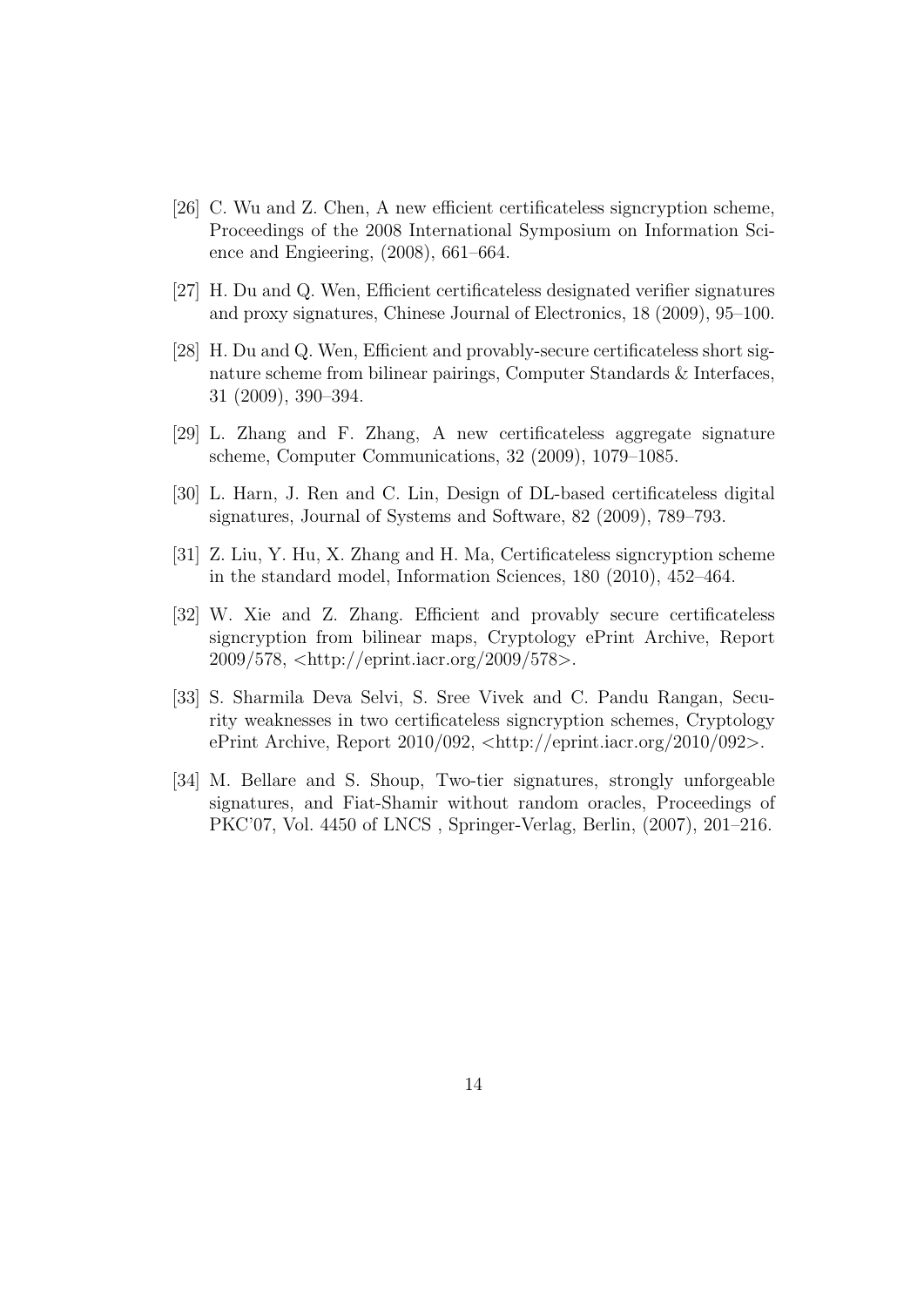[26] C. Wu and Z. Chen, A new efficient certificateless signcryption scheme, Proceedings of the 2008 International Symposium on Information Science and Engieering, (2008), 661–664.

[27] H. Du and Q. Wen, Efficient certificateless designated verifier signatures and proxy signatures, Chinese Journal of Electronics, 18 (2009), 95–100.

[28] H. Du and Q. Wen, Efficient and provably-secure certificateless short signature scheme from bilinear pairings, Computer Standards & Interfaces, 31 (2009), 390–394.

[29] L. Zhang and F. Zhang, A new certificateless aggregate signature scheme, Computer Communications, 32 (2009), 1079–1085.

[30] L. Harn, J. Ren and C. Lin, Design of DL-based certificateless digital signatures, Journal of Systems and Software, 82 (2009), 789–793.

[31] Z. Liu, Y. Hu, X. Zhang and H. Ma, Certificateless signcryption scheme in the standard model, Information Sciences, 180 (2010), 452–464.

[32] W. Xie and Z. Zhang. Efficient and provably secure certificateless signcryption from bilinear maps, Cryptology ePrint Archive, Report 2009/578, <http://eprint.iacr.org/2009/578>.

[33] S. Sharmila Deva Selvi, S. Sree Vivek and C. Pandu Rangan, Security weaknesses in two certificateless signcryption schemes, Cryptology ePrint Archive, Report 2010/092, <http://eprint.iacr.org/2010/092>.

[34] M. Bellare and S. Shoup, Two-tier signatures, strongly unforgeable signatures, and Fiat-Shamir without random oracles, Proceedings of PKC'07, Vol. 4450 of LNCS , Springer-Verlag, Berlin, (2007), 201–216.